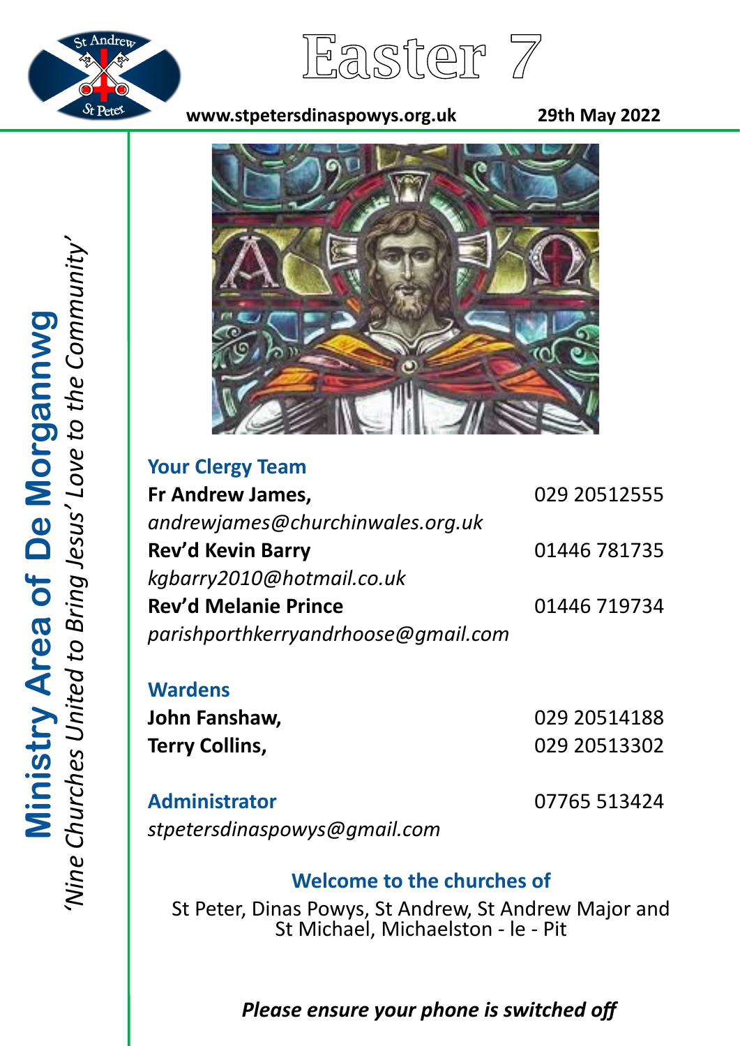# Easter 7

www.stpetersdinaspowys.org.uk 29th May 2022

**Ministry Area of De Morgannwg**

*'Nine Churches United to Bring Jesus' Love to the Community'*

## Your Clergy Team

**Fr Andrew James,** 029 20512555
*andrewjames@churchinwales.org.uk*

**Rev'd Kevin Barry** 01446 781735
*kgbarry2010@hotmail.co.uk*

**Rev'd Melanie Prince** 01446 719734
*parishporthkerryandrhoose@gmail.com*

## Wardens

**John Fanshaw,** 029 20514188

**Terry Collins,** 029 20513302

## Administrator

07765 513424
*stpetersdinaspowys@gmail.com*

## Welcome to the churches of

St Peter, Dinas Powys, St Andrew, St Andrew Major and St Michael, Michaelston - le - Pit

***Please ensure your phone is switched off***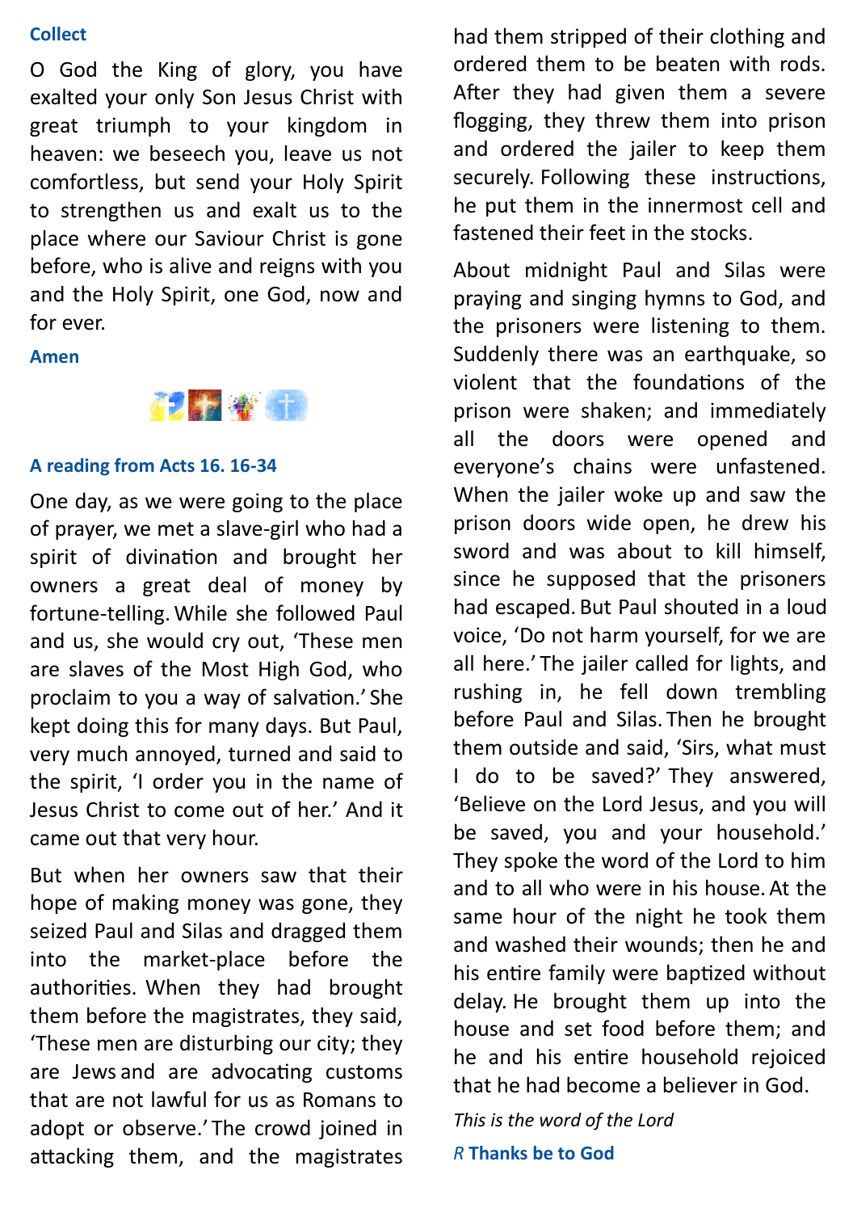**Collect**

O God the King of glory, you have exalted your only Son Jesus Christ with great triumph to your kingdom in heaven: we beseech you, leave us not comfortless, but send your Holy Spirit to strengthen us and exalt us to the place where our Saviour Christ is gone before, who is alive and reigns with you and the Holy Spirit, one God, now and for ever.

**Amen**

**A reading from Acts 16. 16-34**

One day, as we were going to the place of prayer, we met a slave-girl who had a spirit of divination and brought her owners a great deal of money by fortune-telling. While she followed Paul and us, she would cry out, 'These men are slaves of the Most High God, who proclaim to you a way of salvation.' She kept doing this for many days. But Paul, very much annoyed, turned and said to the spirit, 'I order you in the name of Jesus Christ to come out of her.' And it came out that very hour.

But when her owners saw that their hope of making money was gone, they seized Paul and Silas and dragged them into the market-place before the authorities. When they had brought them before the magistrates, they said, 'These men are disturbing our city; they are Jews and are advocating customs that are not lawful for us as Romans to adopt or observe.' The crowd joined in attacking them, and the magistrates had them stripped of their clothing and ordered them to be beaten with rods. After they had given them a severe flogging, they threw them into prison and ordered the jailer to keep them securely. Following these instructions, he put them in the innermost cell and fastened their feet in the stocks.

About midnight Paul and Silas were praying and singing hymns to God, and the prisoners were listening to them. Suddenly there was an earthquake, so violent that the foundations of the prison were shaken; and immediately all the doors were opened and everyone's chains were unfastened. When the jailer woke up and saw the prison doors wide open, he drew his sword and was about to kill himself, since he supposed that the prisoners had escaped. But Paul shouted in a loud voice, 'Do not harm yourself, for we are all here.' The jailer called for lights, and rushing in, he fell down trembling before Paul and Silas. Then he brought them outside and said, 'Sirs, what must I do to be saved?' They answered, 'Believe on the Lord Jesus, and you will be saved, you and your household.' They spoke the word of the Lord to him and to all who were in his house. At the same hour of the night he took them and washed their wounds; then he and his entire family were baptized without delay. He brought them up into the house and set food before them; and he and his entire household rejoiced that he had become a believer in God.

*This is the word of the Lord*

*R* **Thanks be to God**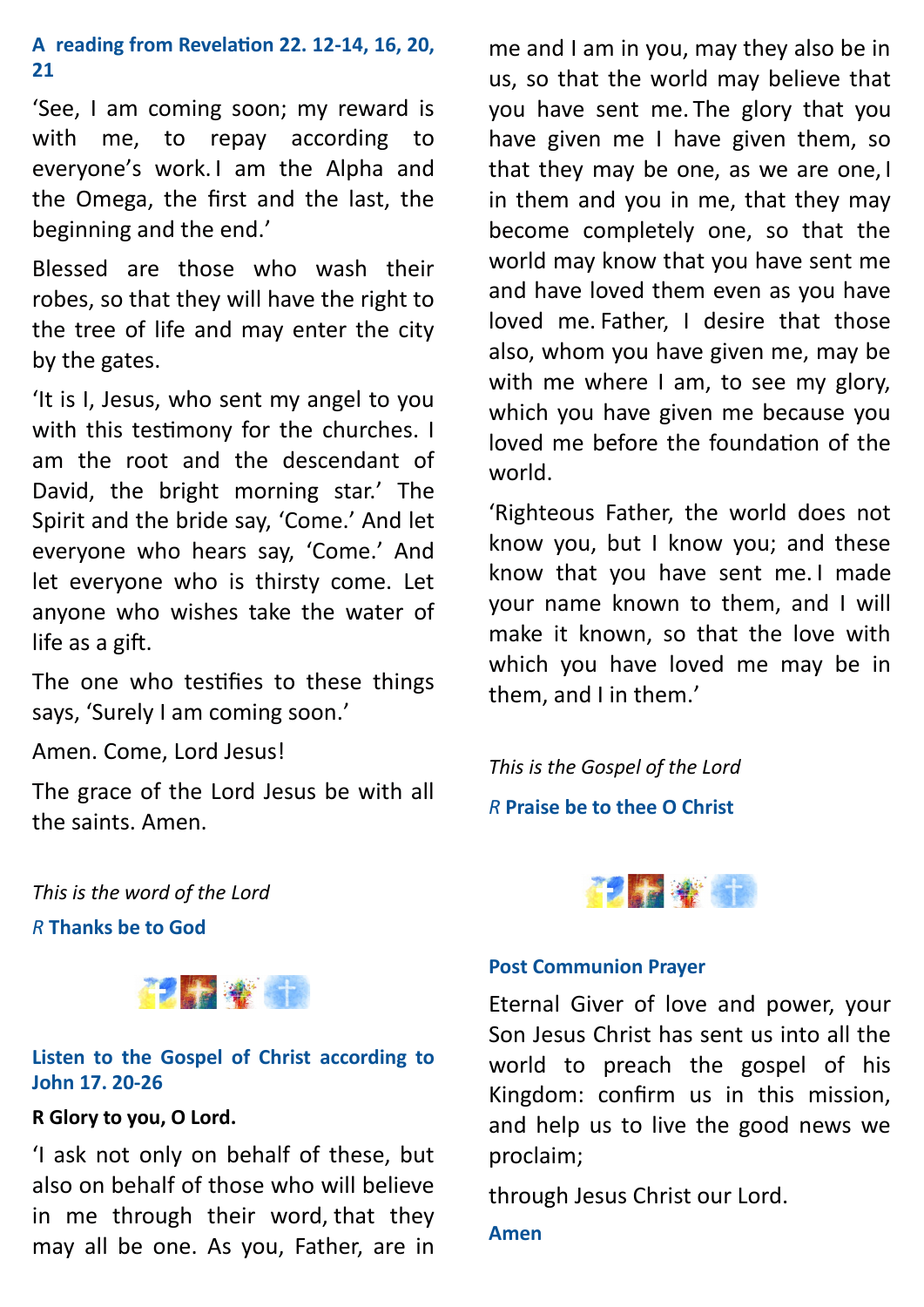### A reading from Revelation 22. 12-14, 16, 20, 21

'See, I am coming soon; my reward is with me, to repay according to everyone's work. I am the Alpha and the Omega, the first and the last, the beginning and the end.'

Blessed are those who wash their robes, so that they will have the right to the tree of life and may enter the city by the gates.

'It is I, Jesus, who sent my angel to you with this testimony for the churches. I am the root and the descendant of David, the bright morning star.' The Spirit and the bride say, 'Come.' And let everyone who hears say, 'Come.' And let everyone who is thirsty come. Let anyone who wishes take the water of life as a gift.

The one who testifies to these things says, 'Surely I am coming soon.'

Amen. Come, Lord Jesus!

The grace of the Lord Jesus be with all the saints. Amen.

*This is the word of the Lord*

*R* **Thanks be to God**

### Listen to the Gospel of Christ according to John 17. 20-26

**R Glory to you, O Lord.**

'I ask not only on behalf of these, but also on behalf of those who will believe in me through their word, that they may all be one. As you, Father, are in me and I am in you, may they also be in us, so that the world may believe that you have sent me. The glory that you have given me I have given them, so that they may be one, as we are one, I in them and you in me, that they may become completely one, so that the world may know that you have sent me and have loved them even as you have loved me. Father, I desire that those also, whom you have given me, may be with me where I am, to see my glory, which you have given me because you loved me before the foundation of the world.

'Righteous Father, the world does not know you, but I know you; and these know that you have sent me. I made your name known to them, and I will make it known, so that the love with which you have loved me may be in them, and I in them.'

*This is the Gospel of the Lord*

*R* **Praise be to thee O Christ**

### Post Communion Prayer

Eternal Giver of love and power, your Son Jesus Christ has sent us into all the world to preach the gospel of his Kingdom: confirm us in this mission, and help us to live the good news we proclaim;

through Jesus Christ our Lord.

**Amen**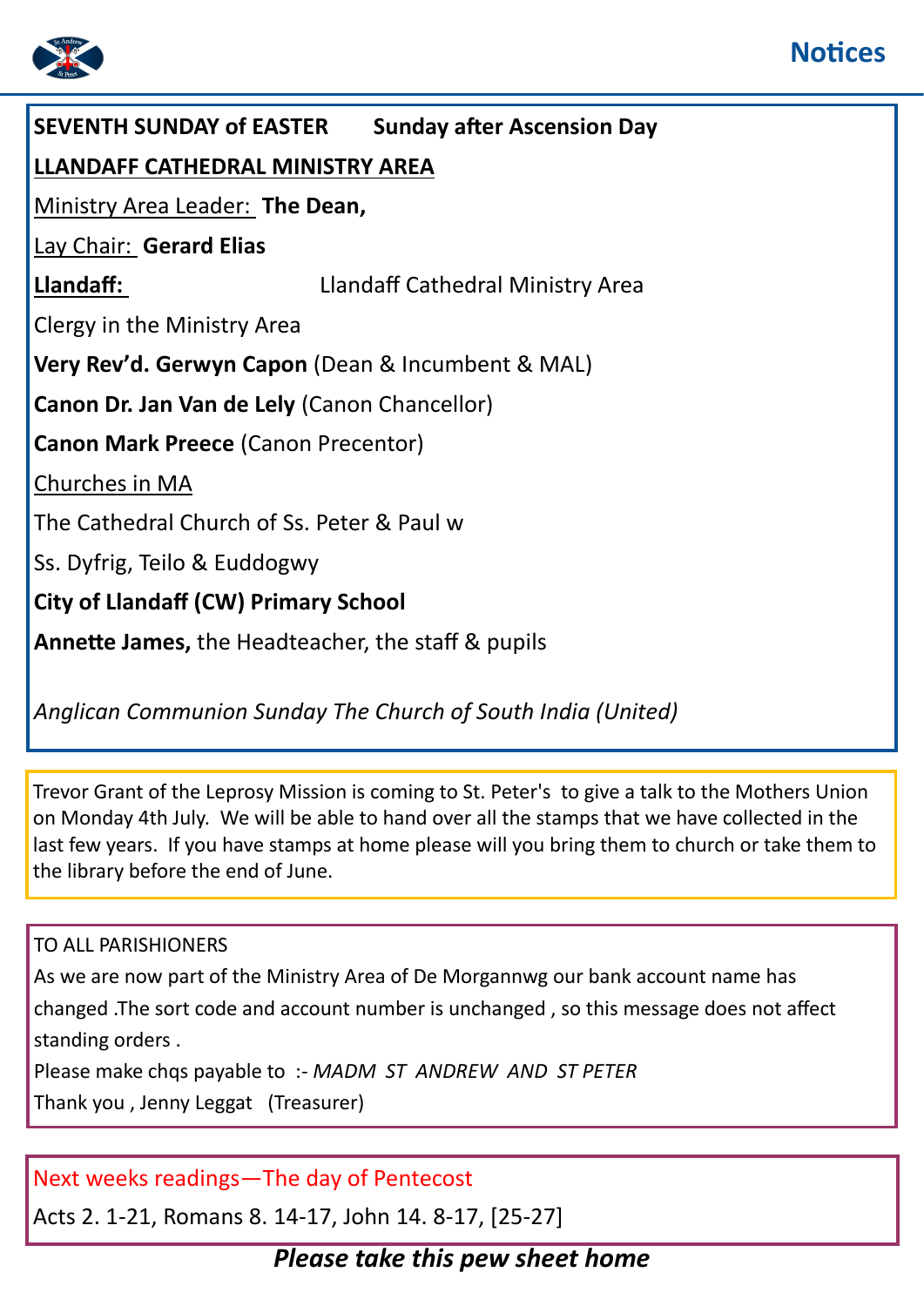## Notices

**SEVENTH SUNDAY of EASTER** **Sunday after Ascension Day**

**LLANDAFF CATHEDRAL MINISTRY AREA**

Ministry Area Leader: **The Dean,**

Lay Chair: **Gerard Elias**

**Llandaff:** Llandaff Cathedral Ministry Area

Clergy in the Ministry Area

**Very Rev'd. Gerwyn Capon** (Dean & Incumbent & MAL)

**Canon Dr. Jan Van de Lely** (Canon Chancellor)

**Canon Mark Preece** (Canon Precentor)

Churches in MA

The Cathedral Church of Ss. Peter & Paul w

Ss. Dyfrig, Teilo & Euddogwy

**City of Llandaff (CW) Primary School**

**Annette James,** the Headteacher, the staff & pupils

*Anglican Communion Sunday The Church of South India (United)*

Trevor Grant of the Leprosy Mission is coming to St. Peter's to give a talk to the Mothers Union on Monday 4th July. We will be able to hand over all the stamps that we have collected in the last few years. If you have stamps at home please will you bring them to church or take them to the library before the end of June.

TO ALL PARISHIONERS

As we are now part of the Ministry Area of De Morgannwg our bank account name has changed .The sort code and account number is unchanged , so this message does not affect standing orders .

Please make chqs payable to :- *MADM ST ANDREW AND ST PETER*

Thank you , Jenny Leggat (Treasurer)

Next weeks readings—The day of Pentecost

Acts 2. 1-21, Romans 8. 14-17, John 14. 8-17, [25-27]

***Please take this pew sheet home***